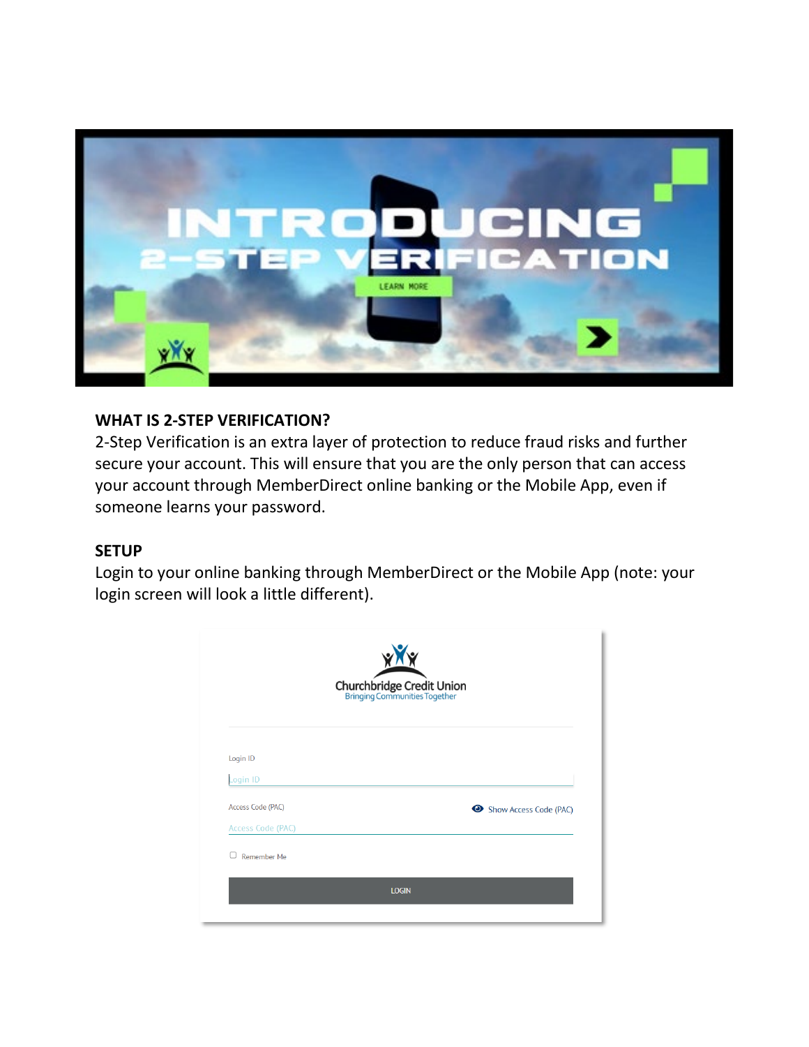## WHAT IS 2-STEP VERIFICATION?

2-Step Verification is an extra layer of protection to reduce fraud risks and further secure your account. This will ensure that you are the only person that can access your account through MemberDirect online banking or the Mobile App, even if someone learns your password.

## SETUP

Login to your online banking through MemberDirect or the Mobile App (note: your login screen will look a little different).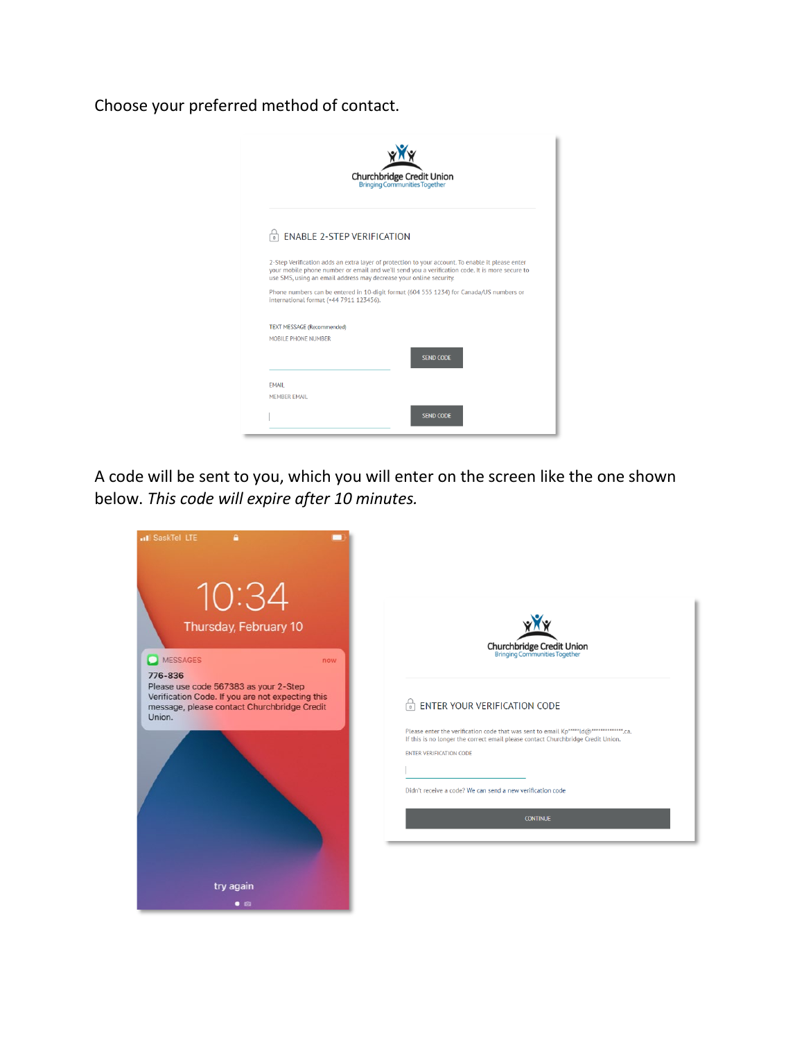Choose your preferred method of contact.

A code will be sent to you, which you will enter on the screen like the one shown below. *This code will expire after 10 minutes.*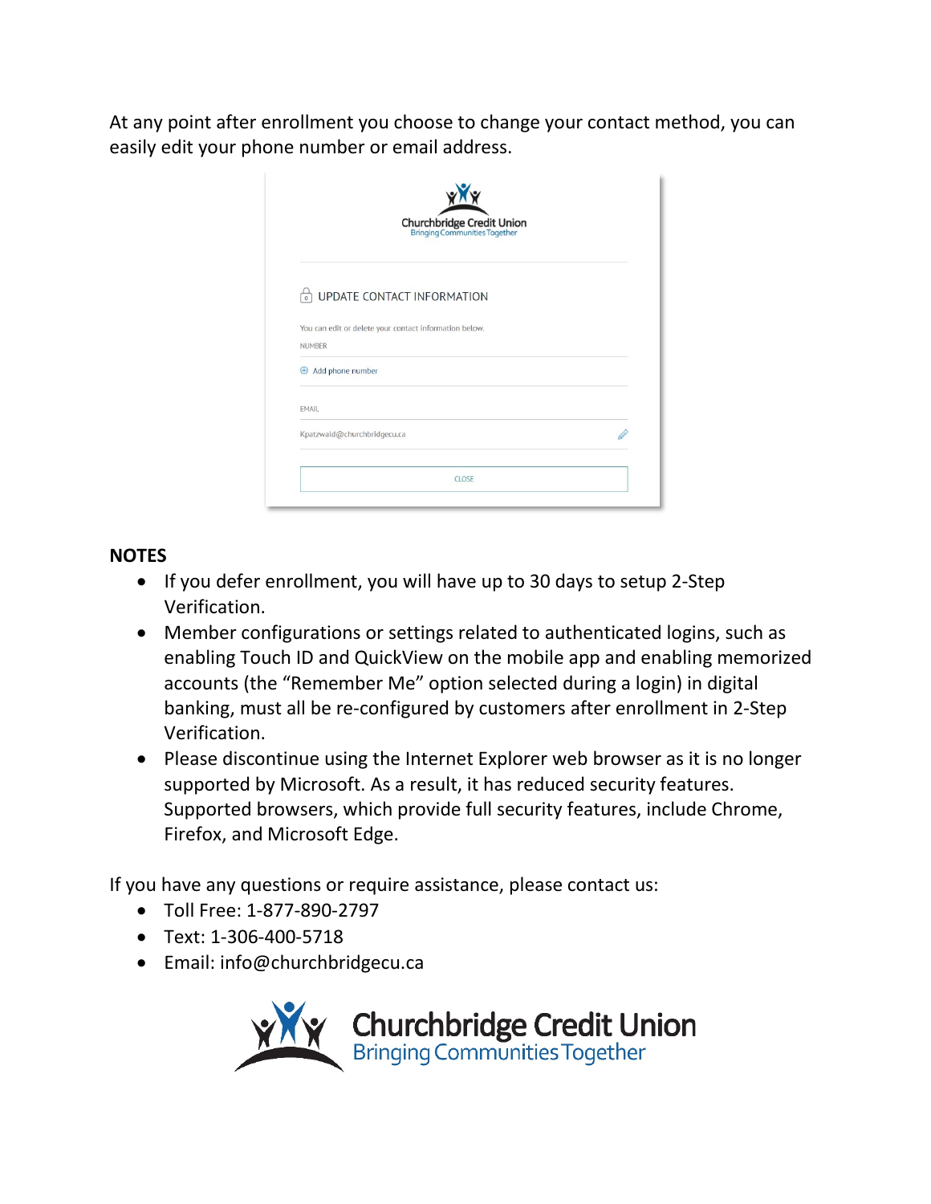At any point after enrollment you choose to change your contact method, you can easily edit your phone number or email address.

## NOTES

- If you defer enrollment, you will have up to 30 days to setup 2-Step Verification.
- Member configurations or settings related to authenticated logins, such as enabling Touch ID and QuickView on the mobile app and enabling memorized accounts (the “Remember Me” option selected during a login) in digital banking, must all be re-configured by customers after enrollment in 2-Step Verification.
- Please discontinue using the Internet Explorer web browser as it is no longer supported by Microsoft. As a result, it has reduced security features. Supported browsers, which provide full security features, include Chrome, Firefox, and Microsoft Edge.

If you have any questions or require assistance, please contact us:

- Toll Free: 1-877-890-2797
- Text: 1-306-400-5718
- Email: info@churchbridgecu.ca